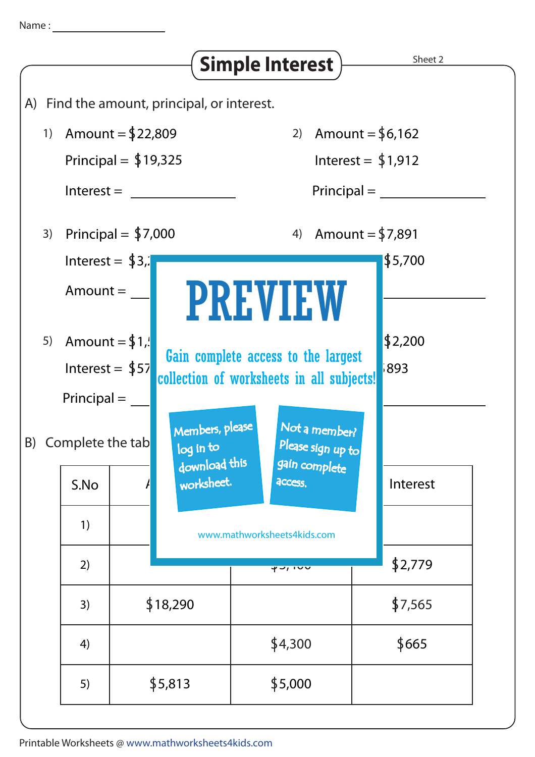Name : ________________

# Simple Interest

Sheet 2

A) Find the amount, principal, or interest.

1) Amount = $22,809

   Principal = $19,325

   Interest = ______________

2) Amount = $6,162

   Interest = $1,912

   Principal = ______________

3) Principal = $7,000

   Interest = $3,

   Amount = ______________

4) Amount = $7,891

   $5,700

   ______________

5) Amount = $1,

   Interest = $57

   Principal = ______________

$2,200

893

______________

PREVIEW

Gain complete access to the largest collection of worksheets in all subjects!

Members, please log in to download this worksheet.

Not a member? Please sign up to gain complete access.

www.mathworksheets4kids.com

B) Complete the tab

| S.No | A | | Interest |
|---|---|---|---|
| 1) | | | |
| 2) | | | $2,779 |
| 3) | $18,290 | | $7,565 |
| 4) | | $4,300 | $665 |
| 5) | $5,813 | $5,000 | |

Printable Worksheets @ www.mathworksheets4kids.com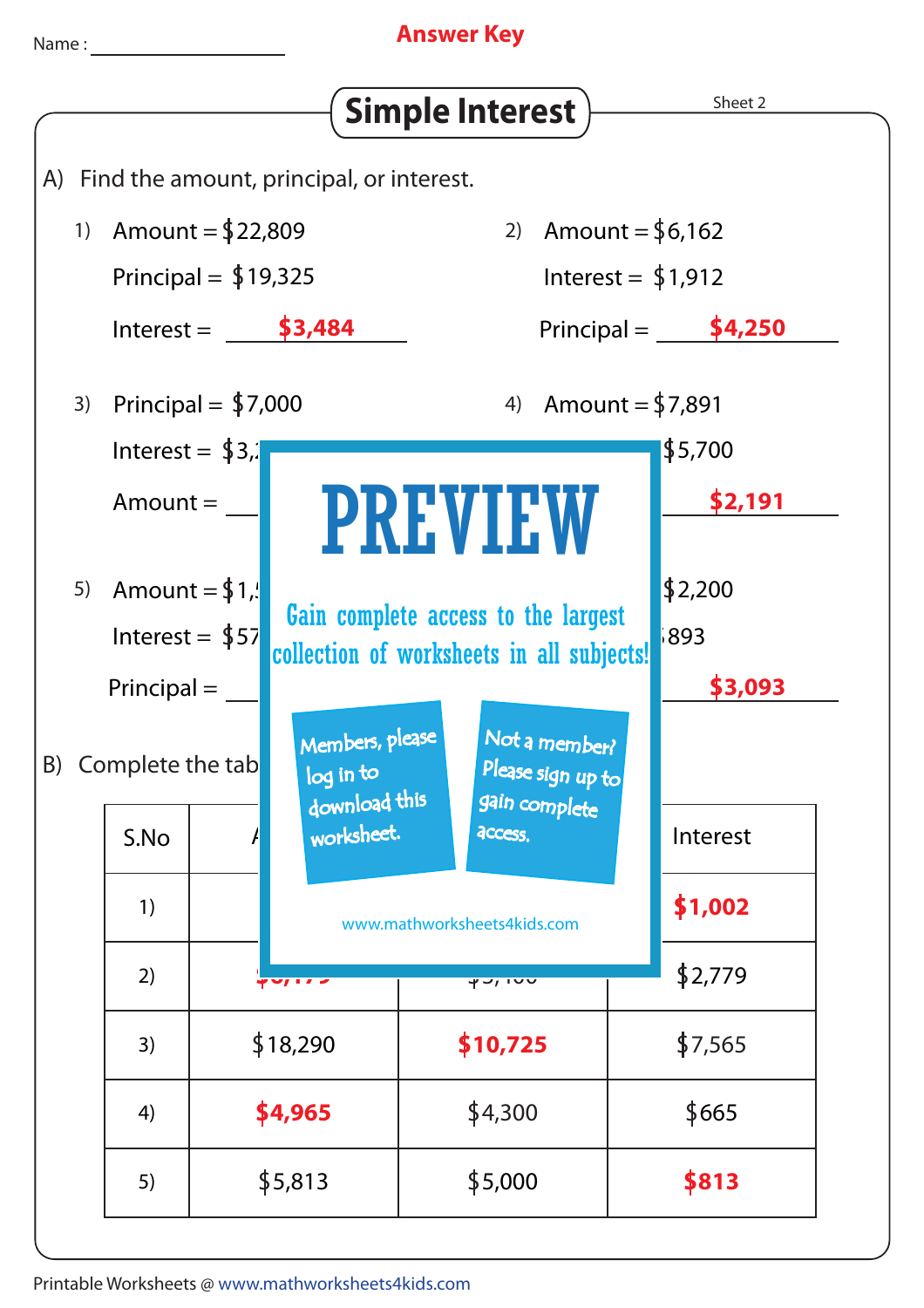Name : ________________

**Answer Key**

# Simple Interest

Sheet 2

A) Find the amount, principal, or interest.

1) Amount = $22,809

Principal = $19,325

Interest = **$3,484**

2) Amount = $6,162

Interest = $1,912

Principal = **$4,250**

3) Principal = $7,000

Interest = $3,

Amount =

4) Amount = $7,891

$5,700

**$2,191**

**PREVIEW**

Gain complete access to the largest collection of worksheets in all subjects!

Members, please log in to download this worksheet.

Not a member? Please sign up to gain complete access.

www.mathworksheets4kids.com

5) Amount = $1,

Interest = $57

Principal =

$2,200

893

**$3,093**

B) Complete the tab

| S.No | A | | Interest |
|---|---|---|---|
| 1) | | | **$1,002** |
| 2) | | | $2,779 |
| 3) | $18,290 | **$10,725** | $7,565 |
| 4) | **$4,965** | $4,300 | $665 |
| 5) | $5,813 | $5,000 | **$813** |

Printable Worksheets @ www.mathworksheets4kids.com